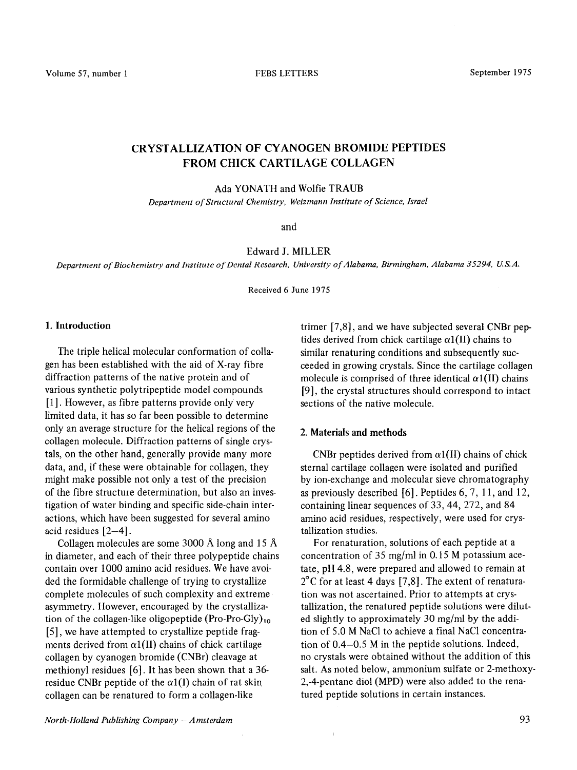# CRYSTALLIZATION OF CYANOGEN BROMIDE PEPTIDES FROM CHICK CARTILAGE COLLAGEN

Ada YONATH and Wolfie TRAUB

*Department of Structural Chemistry, Weizmann Institute of Science, Israel*

and

Edward J. MILLER

*Department of Biochemistry and Institute of Dental Research, University of Alabama, Birmingham, Alabama 35294, U.S.A.*

Received 6 June 1975

## 1. Introduction

The triple helical molecular conformation of collagen has been established with the aid of X-ray fibre diffraction patterns of the native protein and of various synthetic polytripeptide model compounds [1]. However, as fibre patterns provide only very limited data, it has so far been possible to determine only an average structure for the helical regions of the collagen molecule. Diffraction patterns of single crystals, on the other hand, generally provide many more data, and, if these were obtainable for collagen, they might make possible not only a test of the precision of the fibre structure determination, but also an investigation of water binding and specific side-chain interactions, which have been suggested for several amino acid residues [2–4].

Collagen molecules are some 3000 Å long and 15 Å in diameter, and each of their three polypeptide chains contain over 1000 amino acid residues. We have avoided the formidable challenge of trying to crystallize complete molecules of such complexity and extreme asymmetry. However, encouraged by the crystallization of the collagen-like oligopeptide $(\text{Pro-Pro-Gly})_{10}$ [5], we have attempted to crystallize peptide fragments derived from $\alpha 1(\text{II})$ chains of chick cartilage collagen by cyanogen bromide (CNBr) cleavage at methionyl residues [6]. It has been shown that a 36-residue CNBr peptide of the $\alpha 1(\text{I})$ chain of rat skin collagen can be renatured to form a collagen-like trimer [7,8], and we have subjected several CNBr peptides derived from chick cartilage $\alpha 1(\text{II})$ chains to similar renaturing conditions and subsequently succeeded in growing crystals. Since the cartilage collagen molecule is comprised of three identical $\alpha 1(\text{II})$ chains [9], the crystal structures should correspond to intact sections of the native molecule.

## 2. Materials and methods

CNBr peptides derived from $\alpha 1(\text{II})$ chains of chick sternal cartilage collagen were isolated and purified by ion-exchange and molecular sieve chromatography as previously described [6]. Peptides 6, 7, 11, and 12, containing linear sequences of 33, 44, 272, and 84 amino acid residues, respectively, were used for crystallization studies.

For renaturation, solutions of each peptide at a concentration of 35 mg/ml in 0.15 M potassium acetate, pH 4.8, were prepared and allowed to remain at 2°C for at least 4 days [7,8]. The extent of renaturation was not ascertained. Prior to attempts at crystallization, the renatured peptide solutions were diluted slightly to approximately 30 mg/ml by the addition of 5.0 M NaCl to achieve a final NaCl concentration of 0.4–0.5 M in the peptide solutions. Indeed, no crystals were obtained without the addition of this salt. As noted below, ammonium sulfate or 2-methoxy-2,-4-pentane diol (MPD) were also added to the renatured peptide solutions in certain instances.

*North-Holland Publishing Company – Amsterdam*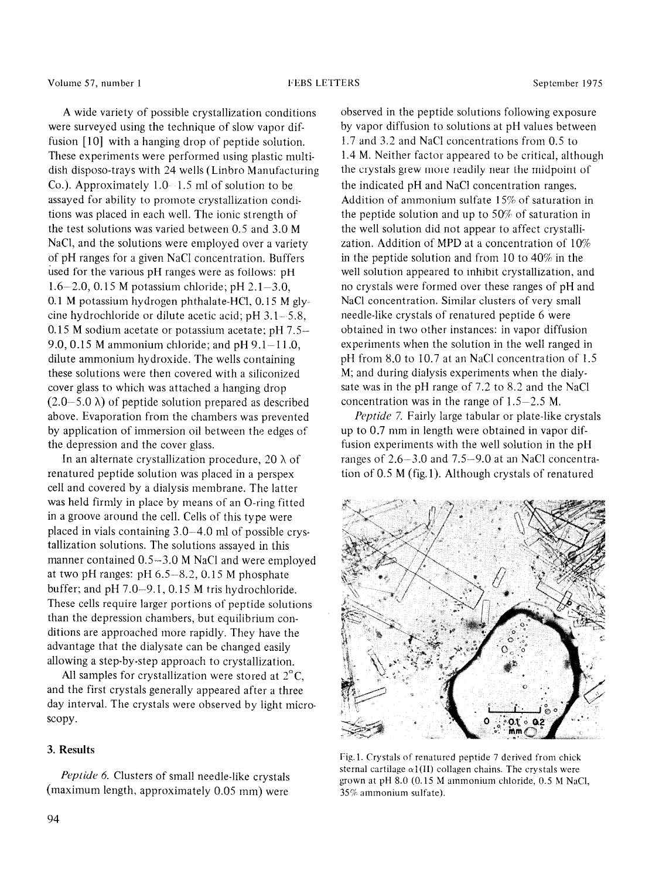A wide variety of possible crystallization conditions were surveyed using the technique of slow vapor diffusion [10] with a hanging drop of peptide solution. These experiments were performed using plastic multidish disposo-trays with 24 wells (Linbro Manufacturing Co.). Approximately 1.0–1.5 ml of solution to be assayed for ability to promote crystallization conditions was placed in each well. The ionic strength of the test solutions was varied between 0.5 and 3.0 M NaCl, and the solutions were employed over a variety of pH ranges for a given NaCl concentration. Buffers used for the various pH ranges were as follows: pH 1.6–2.0, 0.15 M potassium chloride; pH 2.1–3.0, 0.1 M potassium hydrogen phthalate-HCl, 0.15 M glycine hydrochloride or dilute acetic acid; pH 3.1–5.8, 0.15 M sodium acetate or potassium acetate; pH 7.5–9.0, 0.15 M ammonium chloride; and pH 9.1–11.0, dilute ammonium hydroxide. The wells containing these solutions were then covered with a siliconized cover glass to which was attached a hanging drop (2.0–5.0 λ) of peptide solution prepared as described above. Evaporation from the chambers was prevented by application of immersion oil between the edges of the depression and the cover glass.

In an alternate crystallization procedure, 20 λ of renatured peptide solution was placed in a perspex cell and covered by a dialysis membrane. The latter was held firmly in place by means of an O-ring fitted in a groove around the cell. Cells of this type were placed in vials containing 3.0–4.0 ml of possible crystallization solutions. The solutions assayed in this manner contained 0.5–3.0 M NaCl and were employed at two pH ranges: pH 6.5–8.2, 0.15 M phosphate buffer; and pH 7.0–9.1, 0.15 M tris hydrochloride. These cells require larger portions of peptide solutions than the depression chambers, but equilibrium conditions are approached more rapidly. They have the advantage that the dialysate can be changed easily allowing a step-by-step approach to crystallization.

All samples for crystallization were stored at 2°C, and the first crystals generally appeared after a three day interval. The crystals were observed by light microscopy.

## 3. Results

*Peptide 6.* Clusters of small needle-like crystals (maximum length, approximately 0.05 mm) were observed in the peptide solutions following exposure by vapor diffusion to solutions at pH values between 1.7 and 3.2 and NaCl concentrations from 0.5 to 1.4 M. Neither factor appeared to be critical, although the crystals grew more readily near the midpoint of the indicated pH and NaCl concentration ranges. Addition of ammonium sulfate 15% of saturation in the peptide solution and up to 50% of saturation in the well solution did not appear to affect crystallization. Addition of MPD at a concentration of 10% in the peptide solution and from 10 to 40% in the well solution appeared to inhibit crystallization, and no crystals were formed over these ranges of pH and NaCl concentration. Similar clusters of very small needle-like crystals of renatured peptide 6 were obtained in two other instances: in vapor diffusion experiments when the solution in the well ranged in pH from 8.0 to 10.7 at an NaCl concentration of 1.5 M; and during dialysis experiments when the dialysate was in the pH range of 7.2 to 8.2 and the NaCl concentration was in the range of 1.5–2.5 M.

*Peptide 7.* Fairly large tabular or plate-like crystals up to 0.7 mm in length were obtained in vapor diffusion experiments with the well solution in the pH ranges of 2.6–3.0 and 7.5–9.0 at an NaCl concentration of 0.5 M (fig.1). Although crystals of renatured

Fig.1. Crystals of renatured peptide 7 derived from chick sternal cartilage α1(II) collagen chains. The crystals were grown at pH 8.0 (0.15 M ammonium chloride, 0.5 M NaCl, 35% ammonium sulfate).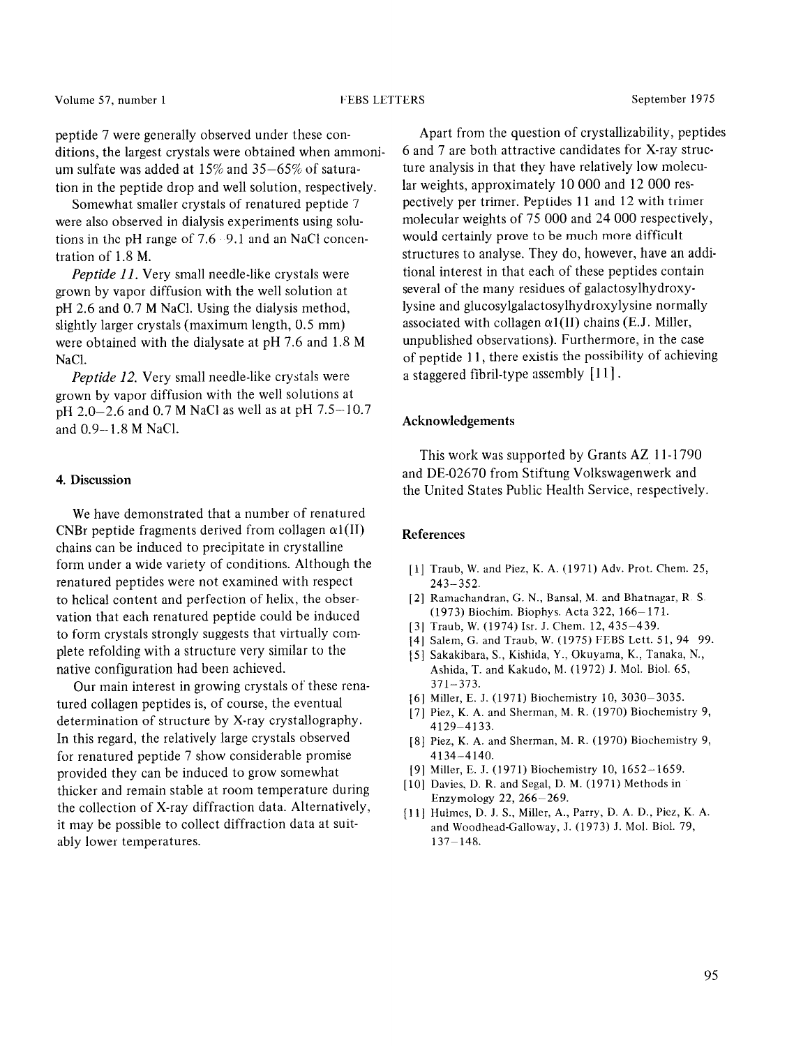peptide 7 were generally observed under these conditions, the largest crystals were obtained when ammonium sulfate was added at 15% and 35–65% of saturation in the peptide drop and well solution, respectively.

Somewhat smaller crystals of renatured peptide 7 were also observed in dialysis experiments using solutions in the pH range of 7.6–9.1 and an NaCl concentration of 1.8 M.

*Peptide 11.* Very small needle-like crystals were grown by vapor diffusion with the well solution at pH 2.6 and 0.7 M NaCl. Using the dialysis method, slightly larger crystals (maximum length, 0.5 mm) were obtained with the dialysate at pH 7.6 and 1.8 M NaCl.

*Peptide 12.* Very small needle-like crystals were grown by vapor diffusion with the well solutions at pH 2.0–2.6 and 0.7 M NaCl as well as at pH 7.5–10.7 and 0.9–1.8 M NaCl.

## 4. Discussion

We have demonstrated that a number of renatured CNBr peptide fragments derived from collagen $\alpha$1(II) chains can be induced to precipitate in crystalline form under a wide variety of conditions. Although the renatured peptides were not examined with respect to helical content and perfection of helix, the observation that each renatured peptide could be induced to form crystals strongly suggests that virtually complete refolding with a structure very similar to the native configuration had been achieved.

Our main interest in growing crystals of these renatured collagen peptides is, of course, the eventual determination of structure by X-ray crystallography. In this regard, the relatively large crystals observed for renatured peptide 7 show considerable promise provided they can be induced to grow somewhat thicker and remain stable at room temperature during the collection of X-ray diffraction data. Alternatively, it may be possible to collect diffraction data at suitably lower temperatures.

Apart from the question of crystallizability, peptides 6 and 7 are both attractive candidates for X-ray structure analysis in that they have relatively low molecular weights, approximately 10 000 and 12 000 respectively per trimer. Peptides 11 and 12 with trimer molecular weights of 75 000 and 24 000 respectively, would certainly prove to be much more difficult structures to analyse. They do, however, have an additional interest in that each of these peptides contain several of the many residues of galactosylhydroxylysine and glucosylgalactosylhydroxylysine normally associated with collagen $\alpha$1(II) chains (E.J. Miller, unpublished observations). Furthermore, in the case of peptide 11, there existis the possibility of achieving a staggered fibril-type assembly [11].

## Acknowledgements

This work was supported by Grants AZ 11-1790 and DE-02670 from Stiftung Volkswagenwerk and the United States Public Health Service, respectively.

## References

[1] Traub, W. and Piez, K. A. (1971) Adv. Prot. Chem. 25, 243–352.

[2] Ramachandran, G. N., Bansal, M. and Bhatnagar, R. S. (1973) Biochim. Biophys. Acta 322, 166–171.

[3] Traub, W. (1974) Isr. J. Chem. 12, 435–439.

[4] Salem, G. and Traub, W. (1975) FEBS Lett. 51, 94–99.

[5] Sakakibara, S., Kishida, Y., Okuyama, K., Tanaka, N., Ashida, T. and Kakudo, M. (1972) J. Mol. Biol. 65, 371–373.

[6] Miller, E. J. (1971) Biochemistry 10, 3030–3035.

[7] Piez, K. A. and Sherman, M. R. (1970) Biochemistry 9, 4129–4133.

[8] Piez, K. A. and Sherman, M. R. (1970) Biochemistry 9, 4134–4140.

[9] Miller, E. J. (1971) Biochemistry 10, 1652–1659.

[10] Davies, D. R. and Segal, D. M. (1971) Methods in Enzymology 22, 266–269.

[11] Hulmes, D. J. S., Miller, A., Parry, D. A. D., Piez, K. A. and Woodhead-Galloway, J. (1973) J. Mol. Biol. 79, 137–148.